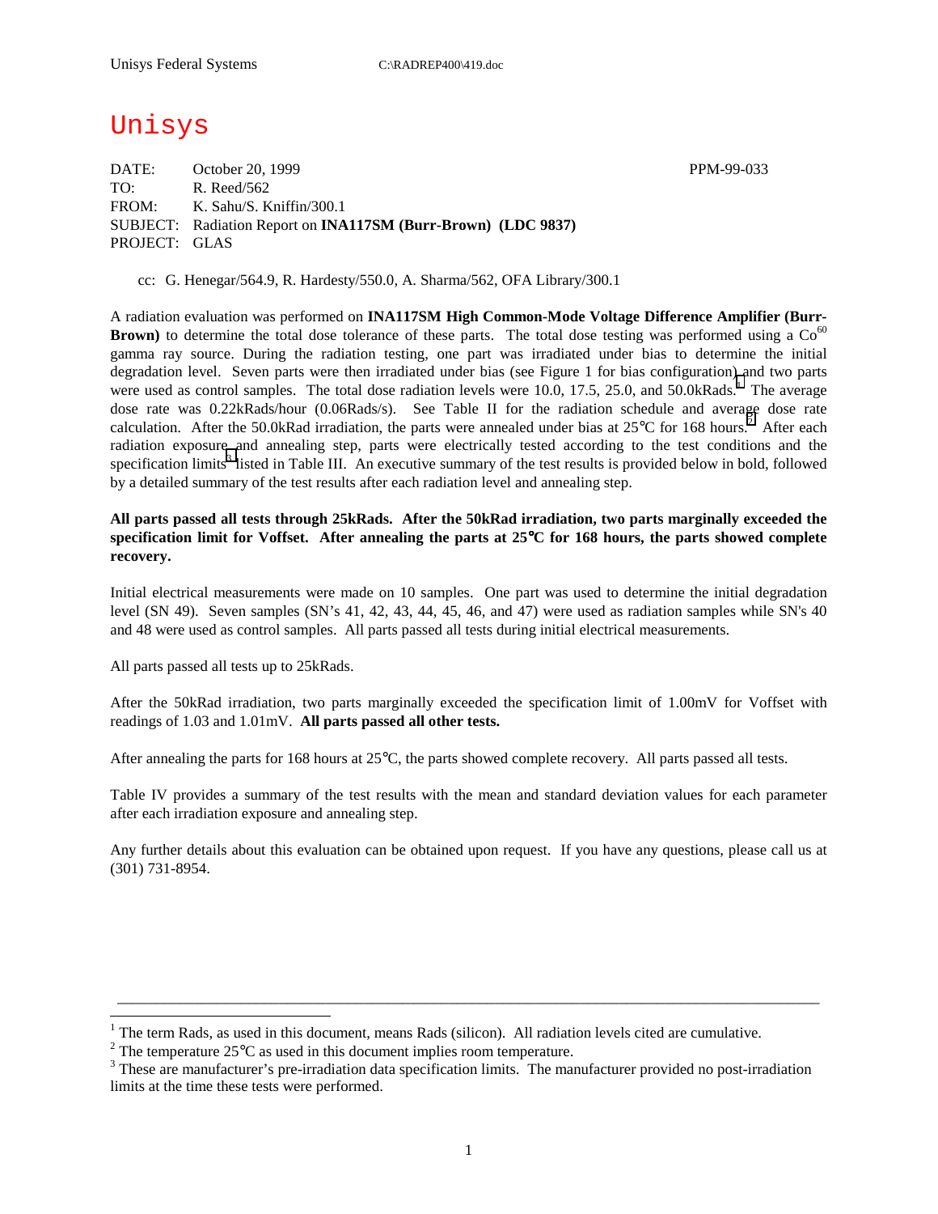Unisys Federal Systems C:\RADREP400\419.doc

# Unisys

DATE: October 20, 1999 PPM-99-033
TO: R. Reed/562
FROM: K. Sahu/S. Kniffin/300.1
SUBJECT: Radiation Report on **INA117SM (Burr-Brown) (LDC 9837)**
PROJECT: GLAS

cc: G. Henegar/564.9, R. Hardesty/550.0, A. Sharma/562, OFA Library/300.1

A radiation evaluation was performed on **INA117SM High Common-Mode Voltage Difference Amplifier (Burr-Brown)** to determine the total dose tolerance of these parts. The total dose testing was performed using a $Co^{60}$ gamma ray source. During the radiation testing, one part was irradiated under bias to determine the initial degradation level. Seven parts were then irradiated under bias (see Figure 1 for bias configuration) and two parts were used as control samples. The total dose radiation levels were 10.0, 17.5, 25.0, and 50.0kRads.[1] The average dose rate was 0.22kRads/hour (0.06Rads/s). See Table II for the radiation schedule and average dose rate calculation. After the 50.0kRad irradiation, the parts were annealed under bias at 25°C for 168 hours.[2] After each radiation exposure and annealing step, parts were electrically tested according to the test conditions and the specification limits[3] listed in Table III. An executive summary of the test results is provided below in bold, followed by a detailed summary of the test results after each radiation level and annealing step.

**All parts passed all tests through 25kRads. After the 50kRad irradiation, two parts marginally exceeded the specification limit for Voffset. After annealing the parts at 25°C for 168 hours, the parts showed complete recovery.**

Initial electrical measurements were made on 10 samples. One part was used to determine the initial degradation level (SN 49). Seven samples (SN's 41, 42, 43, 44, 45, 46, and 47) were used as radiation samples while SN's 40 and 48 were used as control samples. All parts passed all tests during initial electrical measurements.

All parts passed all tests up to 25kRads.

After the 50kRad irradiation, two parts marginally exceeded the specification limit of 1.00mV for Voffset with readings of 1.03 and 1.01mV. **All parts passed all other tests.**

After annealing the parts for 168 hours at 25°C, the parts showed complete recovery. All parts passed all tests.

Table IV provides a summary of the test results with the mean and standard deviation values for each parameter after each irradiation exposure and annealing step.

Any further details about this evaluation can be obtained upon request. If you have any questions, please call us at (301) 731-8954.

---

[1] The term Rads, as used in this document, means Rads (silicon). All radiation levels cited are cumulative.

[2] The temperature 25°C as used in this document implies room temperature.

[3] These are manufacturer's pre-irradiation data specification limits. The manufacturer provided no post-irradiation limits at the time these tests were performed.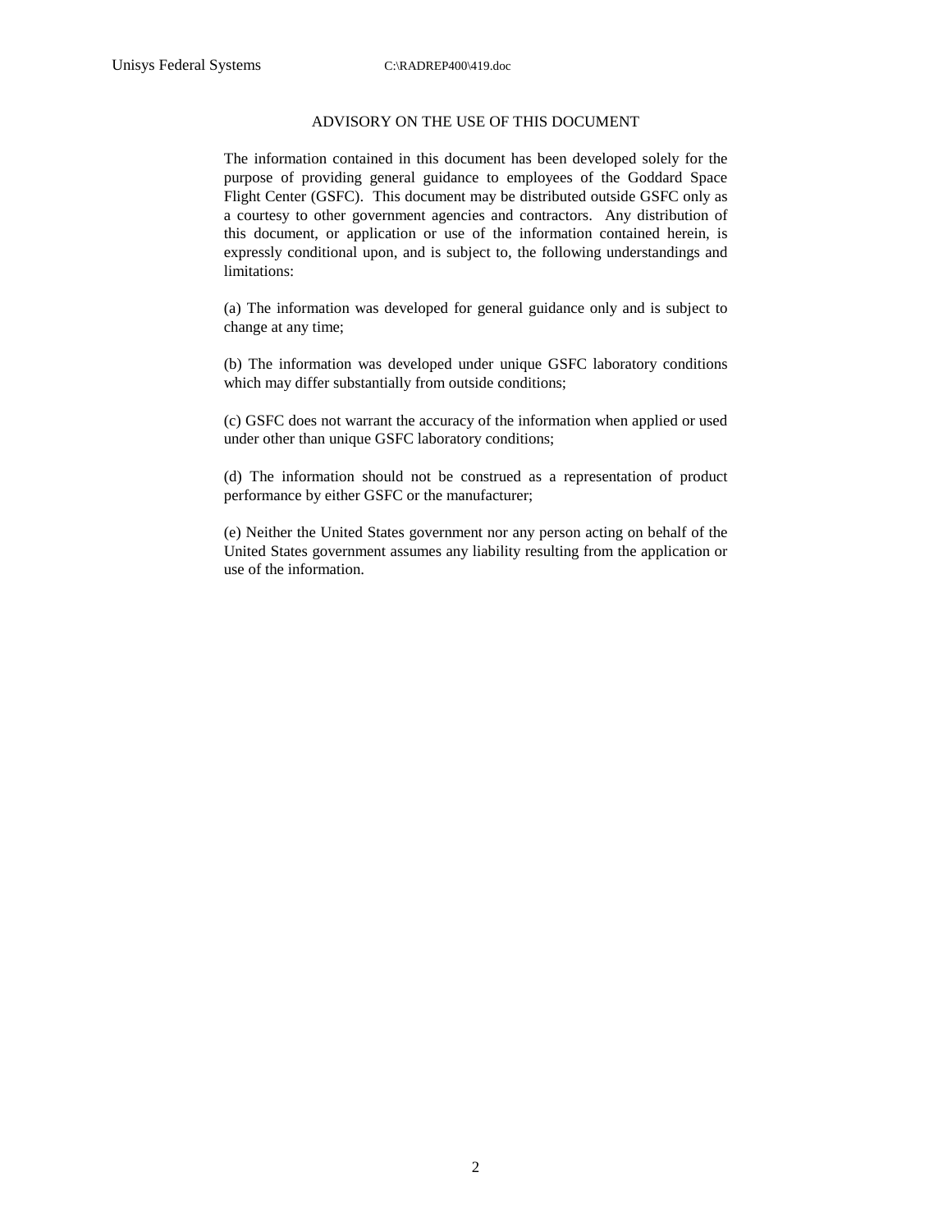# ADVISORY ON THE USE OF THIS DOCUMENT

The information contained in this document has been developed solely for the purpose of providing general guidance to employees of the Goddard Space Flight Center (GSFC). This document may be distributed outside GSFC only as a courtesy to other government agencies and contractors. Any distribution of this document, or application or use of the information contained herein, is expressly conditional upon, and is subject to, the following understandings and limitations:

(a) The information was developed for general guidance only and is subject to change at any time;

(b) The information was developed under unique GSFC laboratory conditions which may differ substantially from outside conditions;

(c) GSFC does not warrant the accuracy of the information when applied or used under other than unique GSFC laboratory conditions;

(d) The information should not be construed as a representation of product performance by either GSFC or the manufacturer;

(e) Neither the United States government nor any person acting on behalf of the United States government assumes any liability resulting from the application or use of the information.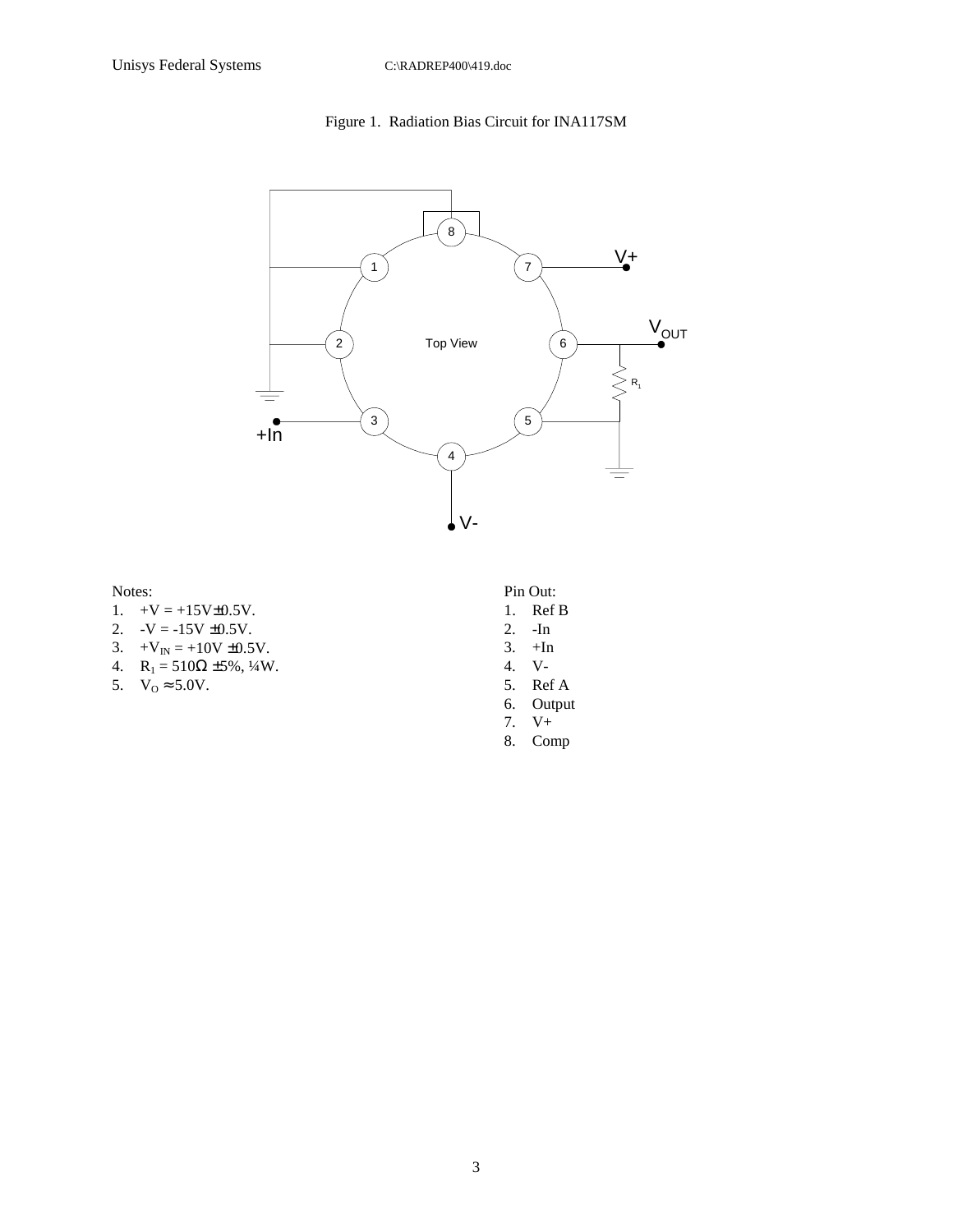Figure 1. Radiation Bias Circuit for INA117SM

Notes:

1. $+V = +15V \pm 0.5V$.
2. $-V = -15V \pm 0.5V$.
3. $+V_{IN} = +10V \pm 0.5V$.
4. $R_1 = 510\Omega \pm 5\%$, ¼W.
5. $V_O \approx 5.0V$.

Pin Out:

1. Ref B
2. -In
3. +In
4. V-
5. Ref A
6. Output
7. V+
8. Comp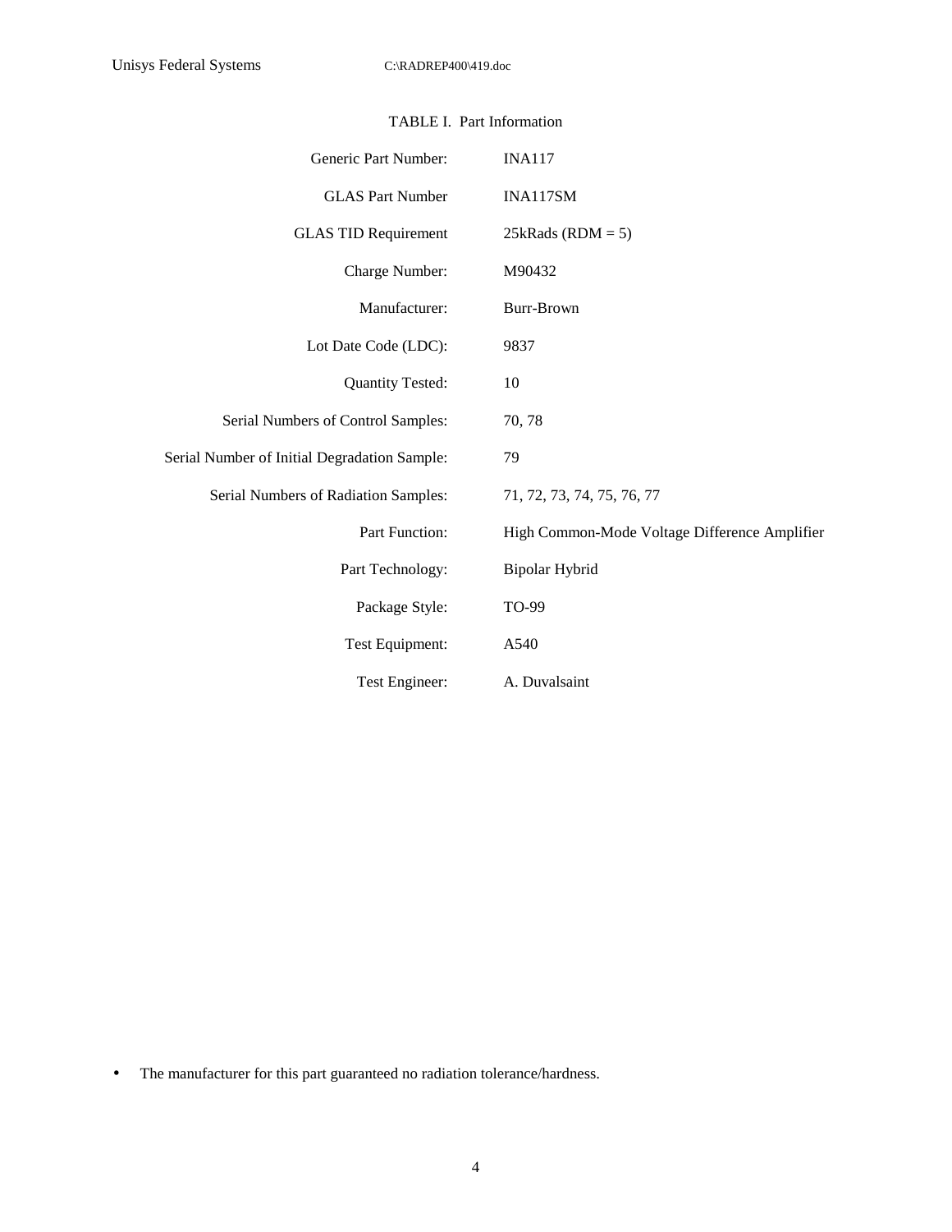TABLE I. Part Information

| | |
|---|---|
| Generic Part Number: | INA117 |
| GLAS Part Number | INA117SM |
| GLAS TID Requirement | 25kRads (RDM = 5) |
| Charge Number: | M90432 |
| Manufacturer: | Burr-Brown |
| Lot Date Code (LDC): | 9837 |
| Quantity Tested: | 10 |
| Serial Numbers of Control Samples: | 70, 78 |
| Serial Number of Initial Degradation Sample: | 79 |
| Serial Numbers of Radiation Samples: | 71, 72, 73, 74, 75, 76, 77 |
| Part Function: | High Common-Mode Voltage Difference Amplifier |
| Part Technology: | Bipolar Hybrid |
| Package Style: | TO-99 |
| Test Equipment: | A540 |
| Test Engineer: | A. Duvalsaint |

- The manufacturer for this part guaranteed no radiation tolerance/hardness.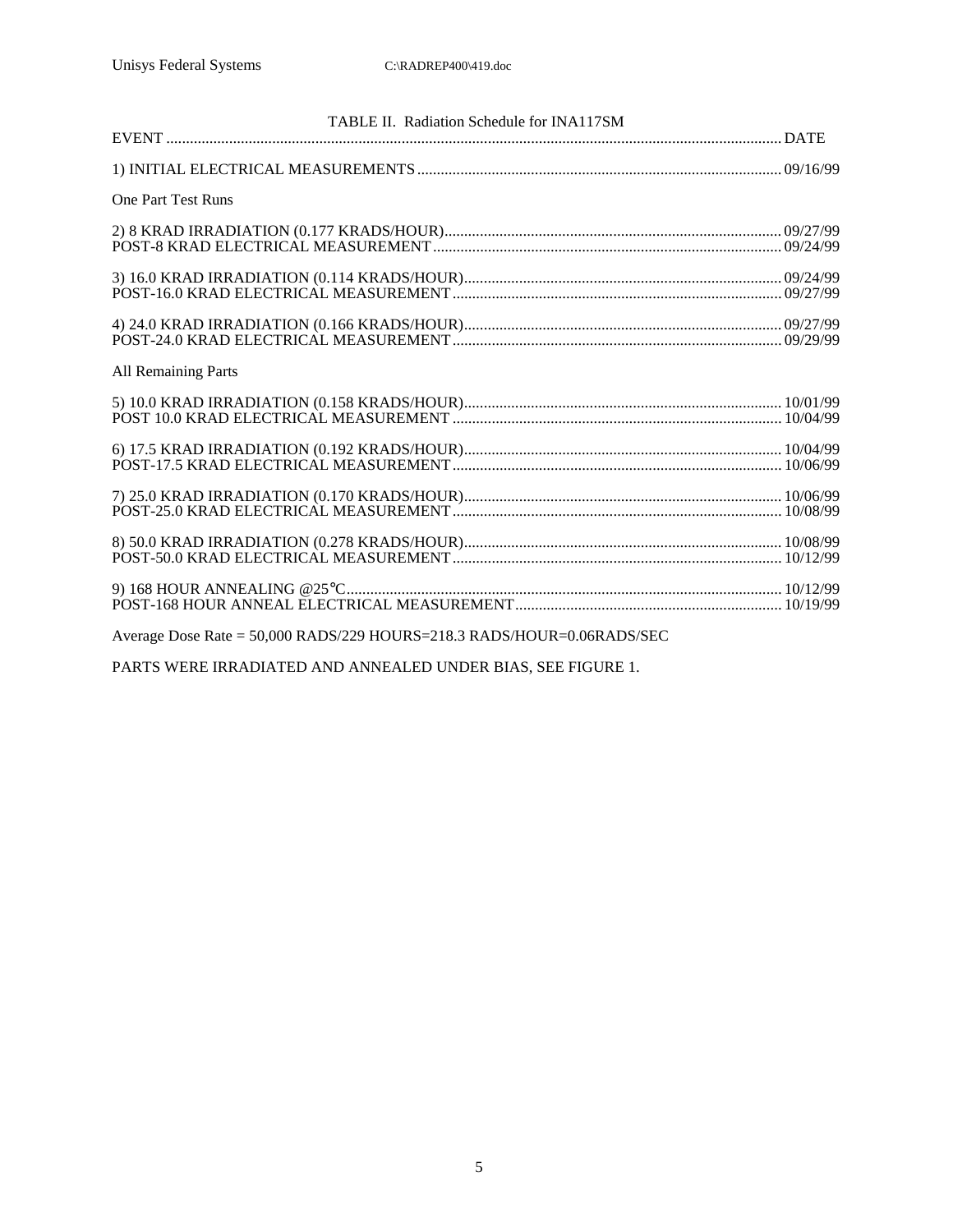TABLE II. Radiation Schedule for INA117SM

| EVENT | DATE |
| --- | --- |
| 1) INITIAL ELECTRICAL MEASUREMENTS | 09/16/99 |
| One Part Test Runs | |
| 2) 8 KRAD IRRADIATION (0.177 KRADS/HOUR) | 09/27/99 |
| POST-8 KRAD ELECTRICAL MEASUREMENT | 09/24/99 |
| 3) 16.0 KRAD IRRADIATION (0.114 KRADS/HOUR) | 09/24/99 |
| POST-16.0 KRAD ELECTRICAL MEASUREMENT | 09/27/99 |
| 4) 24.0 KRAD IRRADIATION (0.166 KRADS/HOUR) | 09/27/99 |
| POST-24.0 KRAD ELECTRICAL MEASUREMENT | 09/29/99 |
| All Remaining Parts | |
| 5) 10.0 KRAD IRRADIATION (0.158 KRADS/HOUR) | 10/01/99 |
| POST 10.0 KRAD ELECTRICAL MEASUREMENT | 10/04/99 |
| 6) 17.5 KRAD IRRADIATION (0.192 KRADS/HOUR) | 10/04/99 |
| POST-17.5 KRAD ELECTRICAL MEASUREMENT | 10/06/99 |
| 7) 25.0 KRAD IRRADIATION (0.170 KRADS/HOUR) | 10/06/99 |
| POST-25.0 KRAD ELECTRICAL MEASUREMENT | 10/08/99 |
| 8) 50.0 KRAD IRRADIATION (0.278 KRADS/HOUR) | 10/08/99 |
| POST-50.0 KRAD ELECTRICAL MEASUREMENT | 10/12/99 |
| 9) 168 HOUR ANNEALING @25°C | 10/12/99 |
| POST-168 HOUR ANNEAL ELECTRICAL MEASUREMENT | 10/19/99 |

Average Dose Rate = 50,000 RADS/229 HOURS=218.3 RADS/HOUR=0.06RADS/SEC

PARTS WERE IRRADIATED AND ANNEALED UNDER BIAS, SEE FIGURE 1.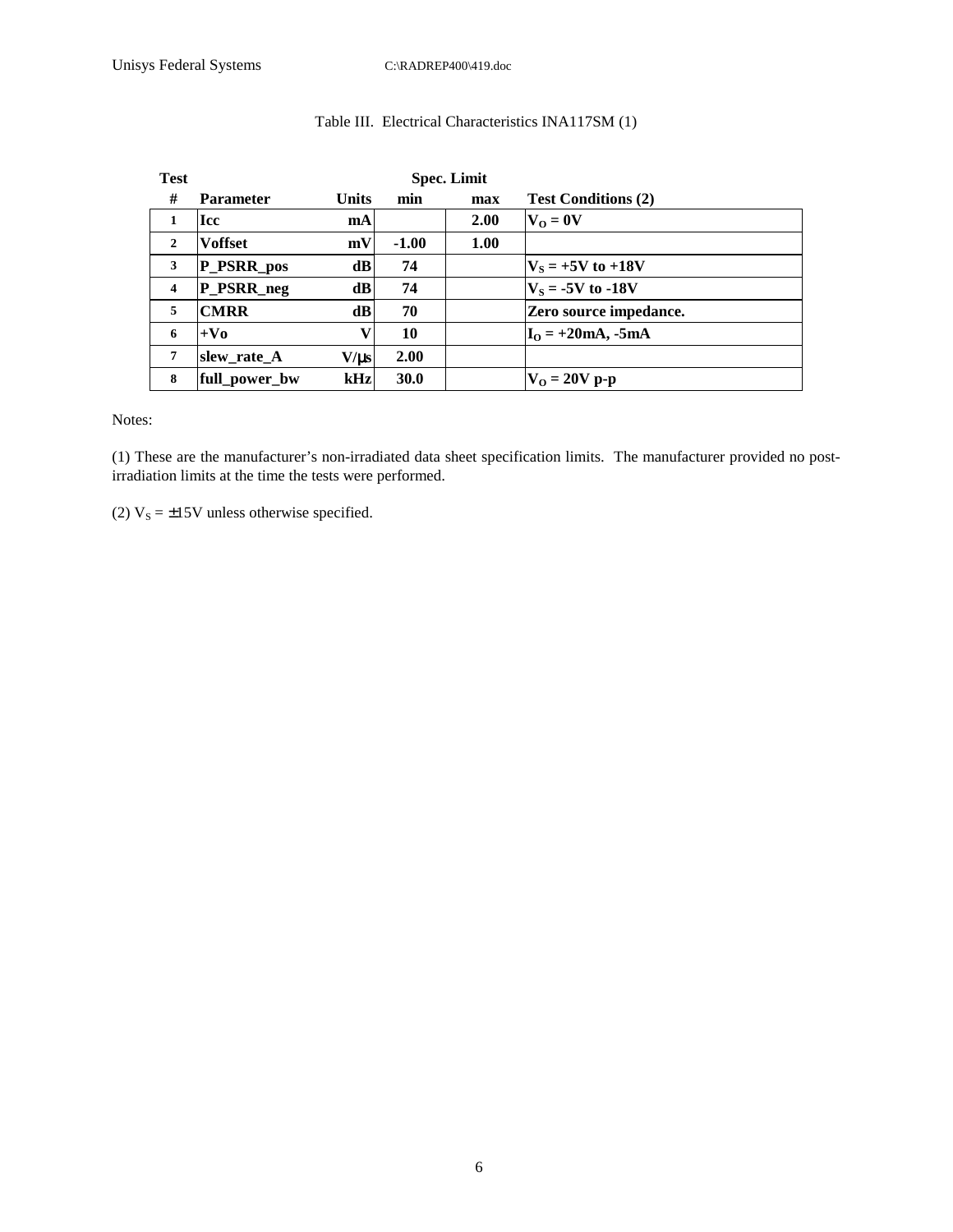Table III. Electrical Characteristics INA117SM (1)

| Test # | Parameter | Units | Spec. Limit min | Spec. Limit max | Test Conditions (2) |
|---|---|---|---|---|---|
| 1 | Icc | mA | | 2.00 | $V_O = 0V$ |
| 2 | Voffset | mV | -1.00 | 1.00 | |
| 3 | P_PSRR_pos | dB | 74 | | $V_S = +5V$ to $+18V$ |
| 4 | P_PSRR_neg | dB | 74 | | $V_S = -5V$ to $-18V$ |
| 5 | CMRR | dB | 70 | | Zero source impedance. |
| 6 | +Vo | V | 10 | | $I_O = +20mA, -5mA$ |
| 7 | slew_rate_A | V/µs | 2.00 | | |
| 8 | full_power_bw | kHz | 30.0 | | $V_O = 20V$ p-p |

Notes:

(1) These are the manufacturer's non-irradiated data sheet specification limits. The manufacturer provided no post-irradiation limits at the time the tests were performed.

(2) $V_S = \pm15V$ unless otherwise specified.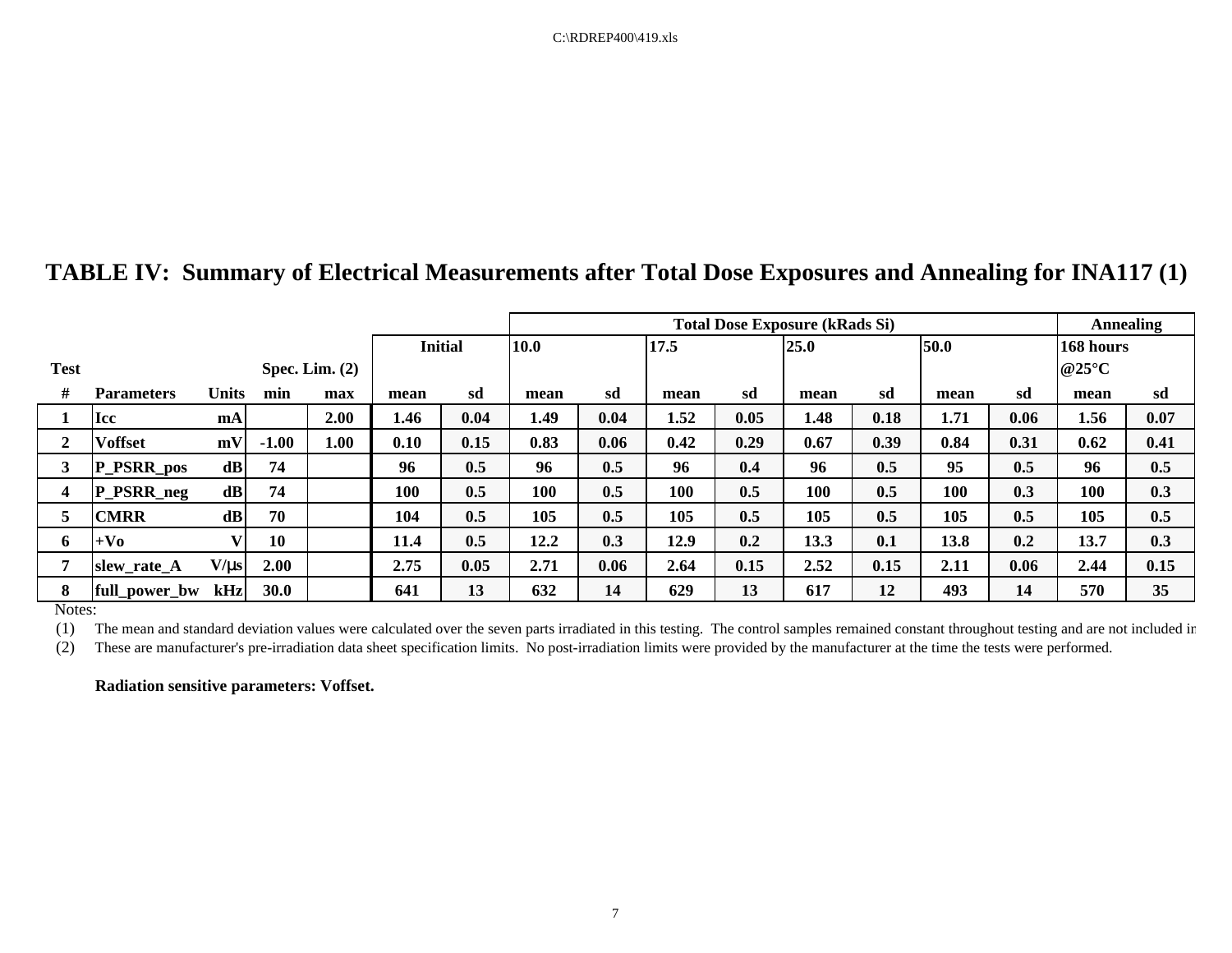# TABLE IV: Summary of Electrical Measurements after Total Dose Exposures and Annealing for INA117 (1)

| | | | | | | | Total Dose Exposure (kRads Si) | | | | | | | | Annealing | |
|---|---|---|---|---|---|---|---|---|---|---|---|---|---|---|---|---|
| | | | | | Initial | | 10.0 | | 17.5 | | 25.0 | | 50.0 | | 168 hours @25°C | |
| Test # | Parameters | Units | Spec. Lim. (2) min | max | mean | sd | mean | sd | mean | sd | mean | sd | mean | sd | mean | sd |
| 1 | Icc | mA | | 2.00 | 1.46 | 0.04 | 1.49 | 0.04 | 1.52 | 0.05 | 1.48 | 0.18 | 1.71 | 0.06 | 1.56 | 0.07 |
| 2 | Voffset | mV | -1.00 | 1.00 | 0.10 | 0.15 | 0.83 | 0.06 | 0.42 | 0.29 | 0.67 | 0.39 | 0.84 | 0.31 | 0.62 | 0.41 |
| 3 | P_PSRR_pos | dB | 74 | | 96 | 0.5 | 96 | 0.5 | 96 | 0.4 | 96 | 0.5 | 95 | 0.5 | 96 | 0.5 |
| 4 | P_PSRR_neg | dB | 74 | | 100 | 0.5 | 100 | 0.5 | 100 | 0.5 | 100 | 0.5 | 100 | 0.3 | 100 | 0.3 |
| 5 | CMRR | dB | 70 | | 104 | 0.5 | 105 | 0.5 | 105 | 0.5 | 105 | 0.5 | 105 | 0.5 | 105 | 0.5 |
| 6 | +Vo | V | 10 | | 11.4 | 0.5 | 12.2 | 0.3 | 12.9 | 0.2 | 13.3 | 0.1 | 13.8 | 0.2 | 13.7 | 0.3 |
| 7 | slew_rate_A | V/μs | 2.00 | | 2.75 | 0.05 | 2.71 | 0.06 | 2.64 | 0.15 | 2.52 | 0.15 | 2.11 | 0.06 | 2.44 | 0.15 |
| 8 | full_power_bw | kHz | 30.0 | | 641 | 13 | 632 | 14 | 629 | 13 | 617 | 12 | 493 | 14 | 570 | 35 |

Notes:

(1) The mean and standard deviation values were calculated over the seven parts irradiated in this testing. The control samples remained constant throughout testing and are not included in

(2) These are manufacturer's pre-irradiation data sheet specification limits. No post-irradiation limits were provided by the manufacturer at the time the tests were performed.

**Radiation sensitive parameters: Voffset.**